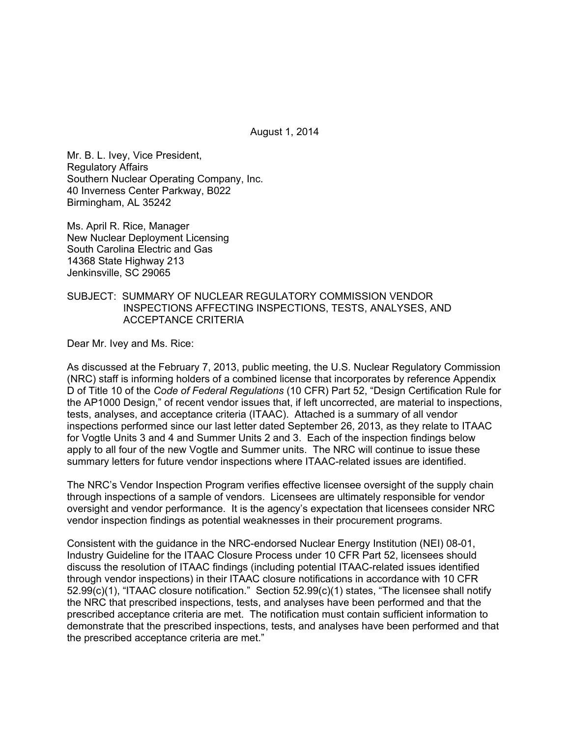August 1, 2014

Mr. B. L. Ivey, Vice President,  
Regulatory Affairs  
Southern Nuclear Operating Company, Inc.  
40 Inverness Center Parkway, B022  
Birmingham, AL 35242

Ms. April R. Rice, Manager  
New Nuclear Deployment Licensing  
South Carolina Electric and Gas  
14368 State Highway 213  
Jenkinsville, SC 29065

SUBJECT: SUMMARY OF NUCLEAR REGULATORY COMMISSION VENDOR INSPECTIONS AFFECTING INSPECTIONS, TESTS, ANALYSES, AND ACCEPTANCE CRITERIA

Dear Mr. Ivey and Ms. Rice:

As discussed at the February 7, 2013, public meeting, the U.S. Nuclear Regulatory Commission (NRC) staff is informing holders of a combined license that incorporates by reference Appendix D of Title 10 of the *Code of Federal Regulations* (10 CFR) Part 52, "Design Certification Rule for the AP1000 Design," of recent vendor issues that, if left uncorrected, are material to inspections, tests, analyses, and acceptance criteria (ITAAC). Attached is a summary of all vendor inspections performed since our last letter dated September 26, 2013, as they relate to ITAAC for Vogtle Units 3 and 4 and Summer Units 2 and 3. Each of the inspection findings below apply to all four of the new Vogtle and Summer units. The NRC will continue to issue these summary letters for future vendor inspections where ITAAC-related issues are identified.

The NRC's Vendor Inspection Program verifies effective licensee oversight of the supply chain through inspections of a sample of vendors. Licensees are ultimately responsible for vendor oversight and vendor performance. It is the agency's expectation that licensees consider NRC vendor inspection findings as potential weaknesses in their procurement programs.

Consistent with the guidance in the NRC-endorsed Nuclear Energy Institution (NEI) 08-01, Industry Guideline for the ITAAC Closure Process under 10 CFR Part 52, licensees should discuss the resolution of ITAAC findings (including potential ITAAC-related issues identified through vendor inspections) in their ITAAC closure notifications in accordance with 10 CFR 52.99(c)(1), "ITAAC closure notification." Section 52.99(c)(1) states, "The licensee shall notify the NRC that prescribed inspections, tests, and analyses have been performed and that the prescribed acceptance criteria are met. The notification must contain sufficient information to demonstrate that the prescribed inspections, tests, and analyses have been performed and that the prescribed acceptance criteria are met."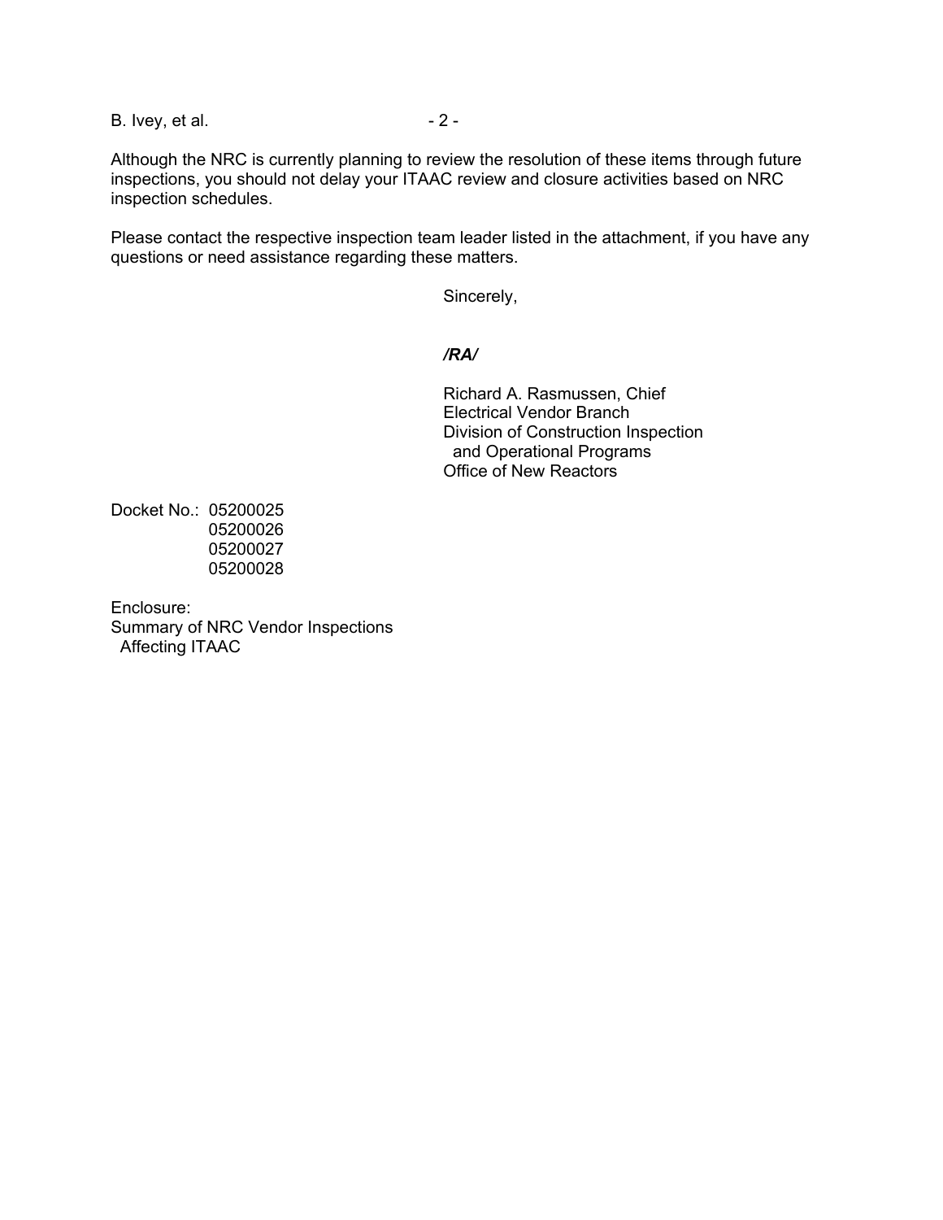Although the NRC is currently planning to review the resolution of these items through future inspections, you should not delay your ITAAC review and closure activities based on NRC inspection schedules.

Please contact the respective inspection team leader listed in the attachment, if you have any questions or need assistance regarding these matters.

Sincerely,

***/RA/***

Richard A. Rasmussen, Chief
Electrical Vendor Branch
Division of Construction Inspection
and Operational Programs
Office of New Reactors

Docket No.: 05200025
05200026
05200027
05200028

Enclosure:
Summary of NRC Vendor Inspections
Affecting ITAAC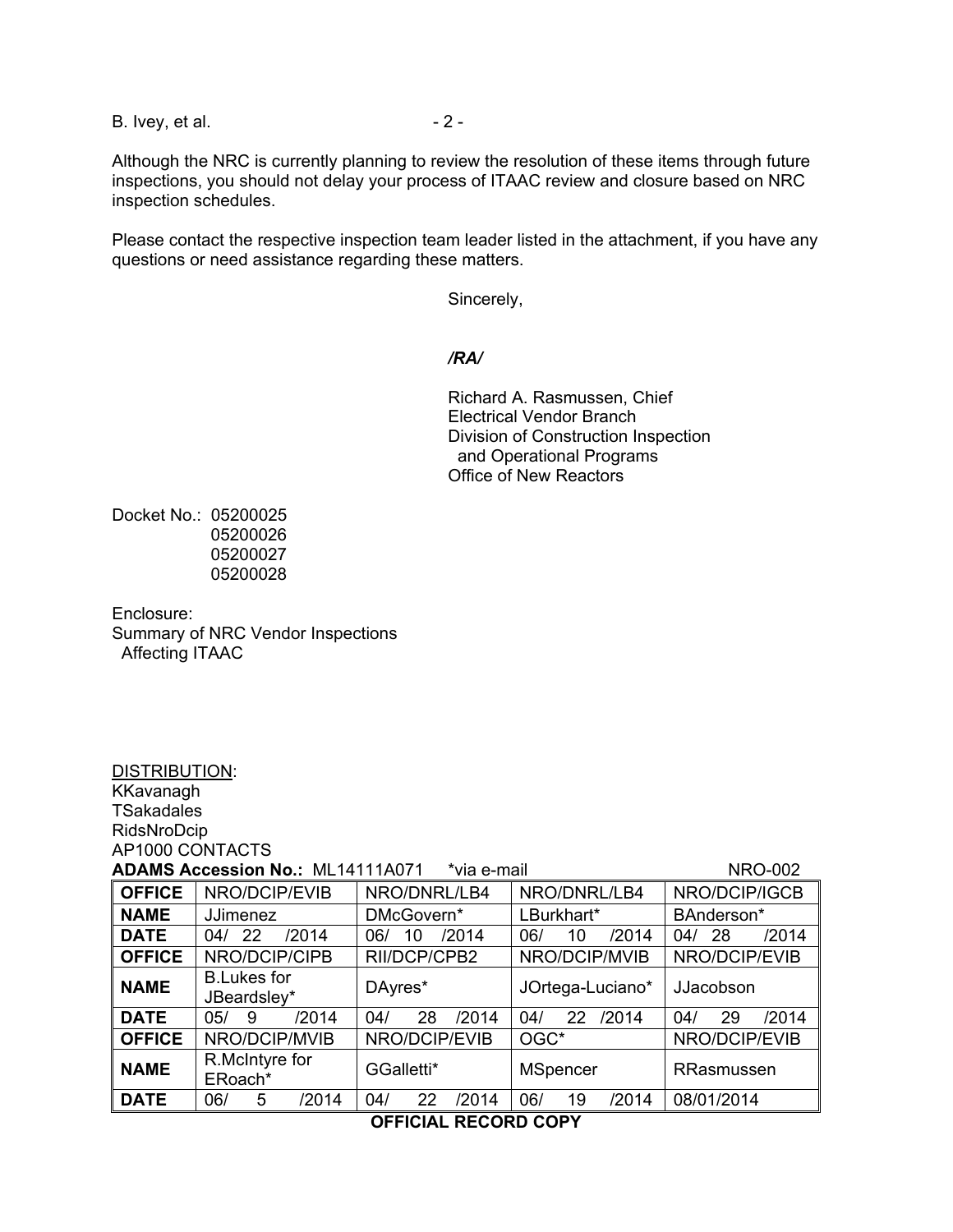Although the NRC is currently planning to review the resolution of these items through future inspections, you should not delay your process of ITAAC review and closure based on NRC inspection schedules.

Please contact the respective inspection team leader listed in the attachment, if you have any questions or need assistance regarding these matters.

Sincerely,

*/RA/*

Richard A. Rasmussen, Chief
Electrical Vendor Branch
Division of Construction Inspection
and Operational Programs
Office of New Reactors

Docket No.: 05200025
05200026
05200027
05200028

Enclosure:
Summary of NRC Vendor Inspections
Affecting ITAAC

DISTRIBUTION:
KKavanagh
TSakadales
RidsNroDcip
AP1000 CONTACTS

**ADAMS Accession No.:** ML14111A071 *via e-mail NRO-002

| **OFFICE** | NRO/DCIP/EVIB | NRO/DNRL/LB4 | NRO/DNRL/LB4 | NRO/DCIP/IGCB |
|---|---|---|---|---|
| **NAME** | JJimenez | DMcGovern* | LBurkhart* | BAnderson* |
| **DATE** | 04/ 22 /2014 | 06/ 10 /2014 | 06/ 10 /2014 | 04/ 28 /2014 |
| **OFFICE** | NRO/DCIP/CIPB | RII/DCP/CPB2 | NRO/DCIP/MVIB | NRO/DCIP/EVIB |
| **NAME** | B.Lukes for JBeardsley* | DAyres* | JOrtega-Luciano* | JJacobson |
| **DATE** | 05/ 9 /2014 | 04/ 28 /2014 | 04/ 22 /2014 | 04/ 29 /2014 |
| **OFFICE** | NRO/DCIP/MVIB | NRO/DCIP/EVIB | OGC* | NRO/DCIP/EVIB |
| **NAME** | R.McIntyre for ERoach* | GGalletti* | MSpencer | RRasmussen |
| **DATE** | 06/ 5 /2014 | 04/ 22 /2014 | 06/ 19 /2014 | 08/01/2014 |

**OFFICIAL RECORD COPY**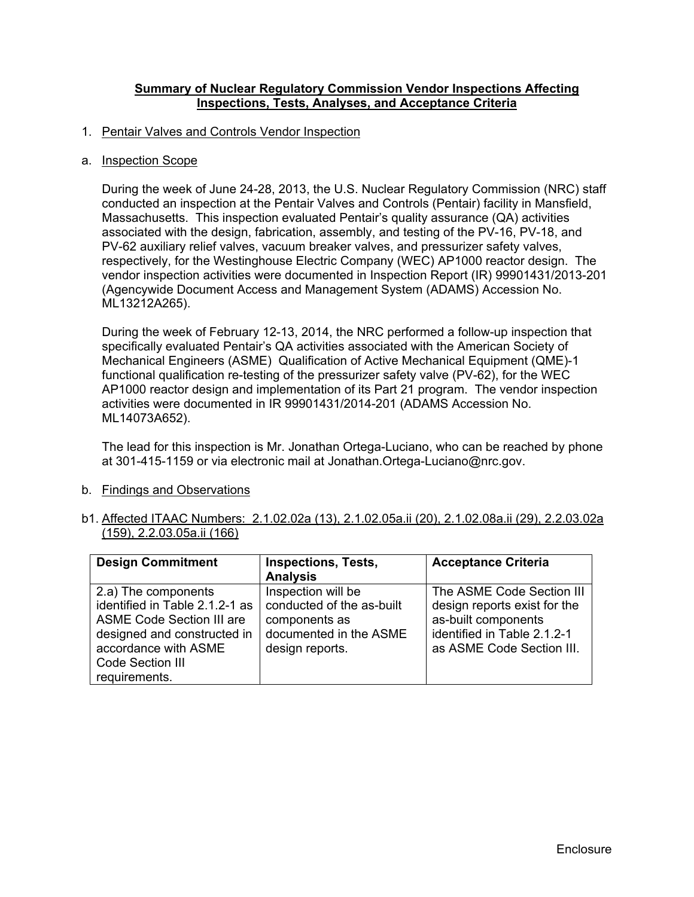## Summary of Nuclear Regulatory Commission Vendor Inspections Affecting Inspections, Tests, Analyses, and Acceptance Criteria

1. Pentair Valves and Controls Vendor Inspection

a. Inspection Scope

During the week of June 24-28, 2013, the U.S. Nuclear Regulatory Commission (NRC) staff conducted an inspection at the Pentair Valves and Controls (Pentair) facility in Mansfield, Massachusetts. This inspection evaluated Pentair's quality assurance (QA) activities associated with the design, fabrication, assembly, and testing of the PV-16, PV-18, and PV-62 auxiliary relief valves, vacuum breaker valves, and pressurizer safety valves, respectively, for the Westinghouse Electric Company (WEC) AP1000 reactor design. The vendor inspection activities were documented in Inspection Report (IR) 99901431/2013-201 (Agencywide Document Access and Management System (ADAMS) Accession No. ML13212A265).

During the week of February 12-13, 2014, the NRC performed a follow-up inspection that specifically evaluated Pentair's QA activities associated with the American Society of Mechanical Engineers (ASME) Qualification of Active Mechanical Equipment (QME)-1 functional qualification re-testing of the pressurizer safety valve (PV-62), for the WEC AP1000 reactor design and implementation of its Part 21 program. The vendor inspection activities were documented in IR 99901431/2014-201 (ADAMS Accession No. ML14073A652).

The lead for this inspection is Mr. Jonathan Ortega-Luciano, who can be reached by phone at 301-415-1159 or via electronic mail at Jonathan.Ortega-Luciano@nrc.gov.

b. Findings and Observations

b1. Affected ITAAC Numbers: 2.1.02.02a (13), 2.1.02.05a.ii (20), 2.1.02.08a.ii (29), 2.2.03.02a (159), 2.2.03.05a.ii (166)

| Design Commitment | Inspections, Tests, Analysis | Acceptance Criteria |
|---|---|---|
| 2.a) The components identified in Table 2.1.2-1 as ASME Code Section III are designed and constructed in accordance with ASME Code Section III requirements. | Inspection will be conducted of the as-built components as documented in the ASME design reports. | The ASME Code Section III design reports exist for the as-built components identified in Table 2.1.2-1 as ASME Code Section III. |

Enclosure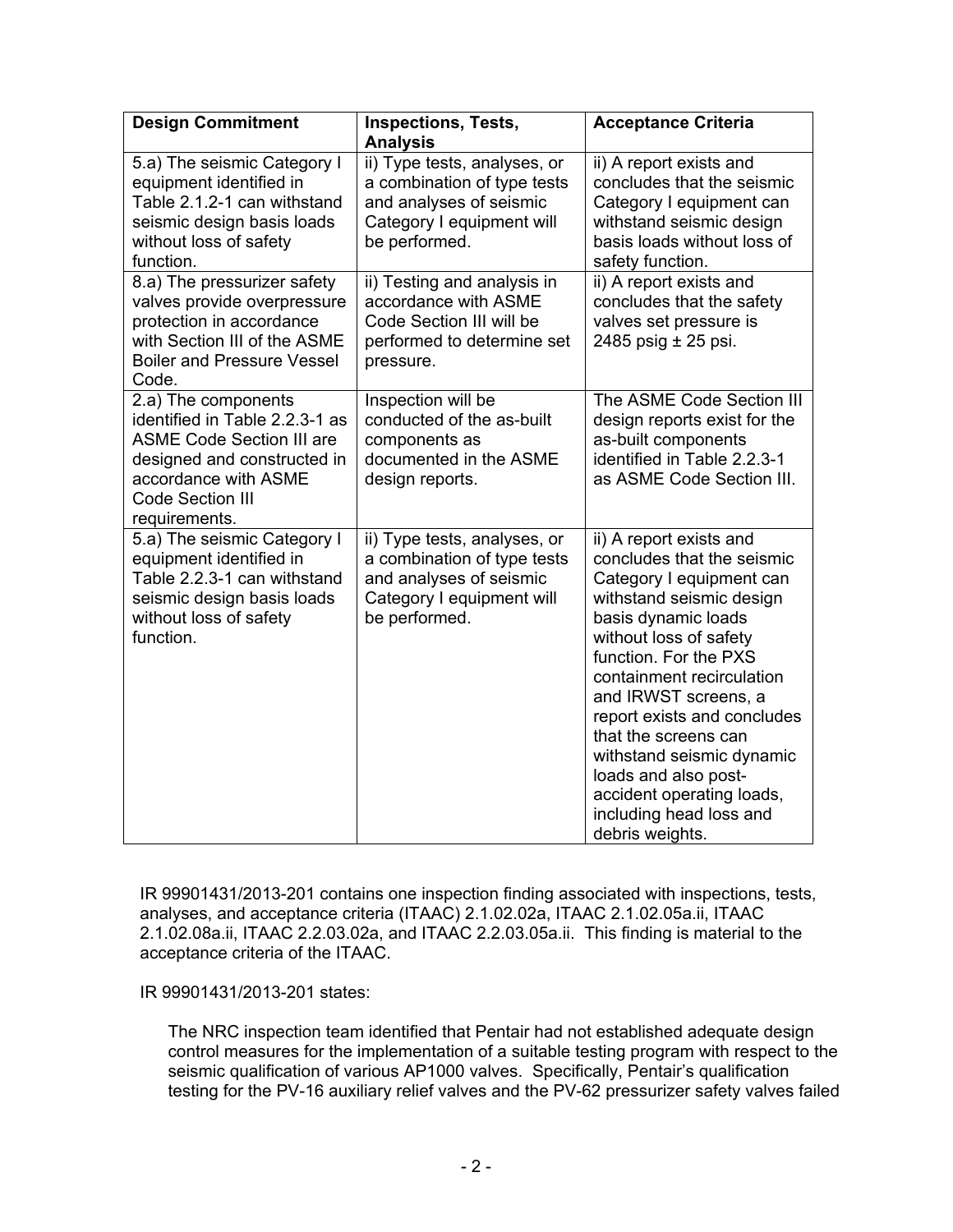| Design Commitment | Inspections, Tests, Analysis | Acceptance Criteria |
|---|---|---|
| 5.a) The seismic Category I equipment identified in Table 2.1.2-1 can withstand seismic design basis loads without loss of safety function. | ii) Type tests, analyses, or a combination of type tests and analyses of seismic Category I equipment will be performed. | ii) A report exists and concludes that the seismic Category I equipment can withstand seismic design basis loads without loss of safety function. |
| 8.a) The pressurizer safety valves provide overpressure protection in accordance with Section III of the ASME Boiler and Pressure Vessel Code. | ii) Testing and analysis in accordance with ASME Code Section III will be performed to determine set pressure. | ii) A report exists and concludes that the safety valves set pressure is 2485 psig ± 25 psi. |
| 2.a) The components identified in Table 2.2.3-1 as ASME Code Section III are designed and constructed in accordance with ASME Code Section III requirements. | Inspection will be conducted of the as-built components as documented in the ASME design reports. | The ASME Code Section III design reports exist for the as-built components identified in Table 2.2.3-1 as ASME Code Section III. |
| 5.a) The seismic Category I equipment identified in Table 2.2.3-1 can withstand seismic design basis loads without loss of safety function. | ii) Type tests, analyses, or a combination of type tests and analyses of seismic Category I equipment will be performed. | ii) A report exists and concludes that the seismic Category I equipment can withstand seismic design basis dynamic loads without loss of safety function. For the PXS containment recirculation and IRWST screens, a report exists and concludes that the screens can withstand seismic dynamic loads and also post-accident operating loads, including head loss and debris weights. |

IR 99901431/2013-201 contains one inspection finding associated with inspections, tests, analyses, and acceptance criteria (ITAAC) 2.1.02.02a, ITAAC 2.1.02.05a.ii, ITAAC 2.1.02.08a.ii, ITAAC 2.2.03.02a, and ITAAC 2.2.03.05a.ii. This finding is material to the acceptance criteria of the ITAAC.

IR 99901431/2013-201 states:

> The NRC inspection team identified that Pentair had not established adequate design control measures for the implementation of a suitable testing program with respect to the seismic qualification of various AP1000 valves. Specifically, Pentair's qualification testing for the PV-16 auxiliary relief valves and the PV-62 pressurizer safety valves failed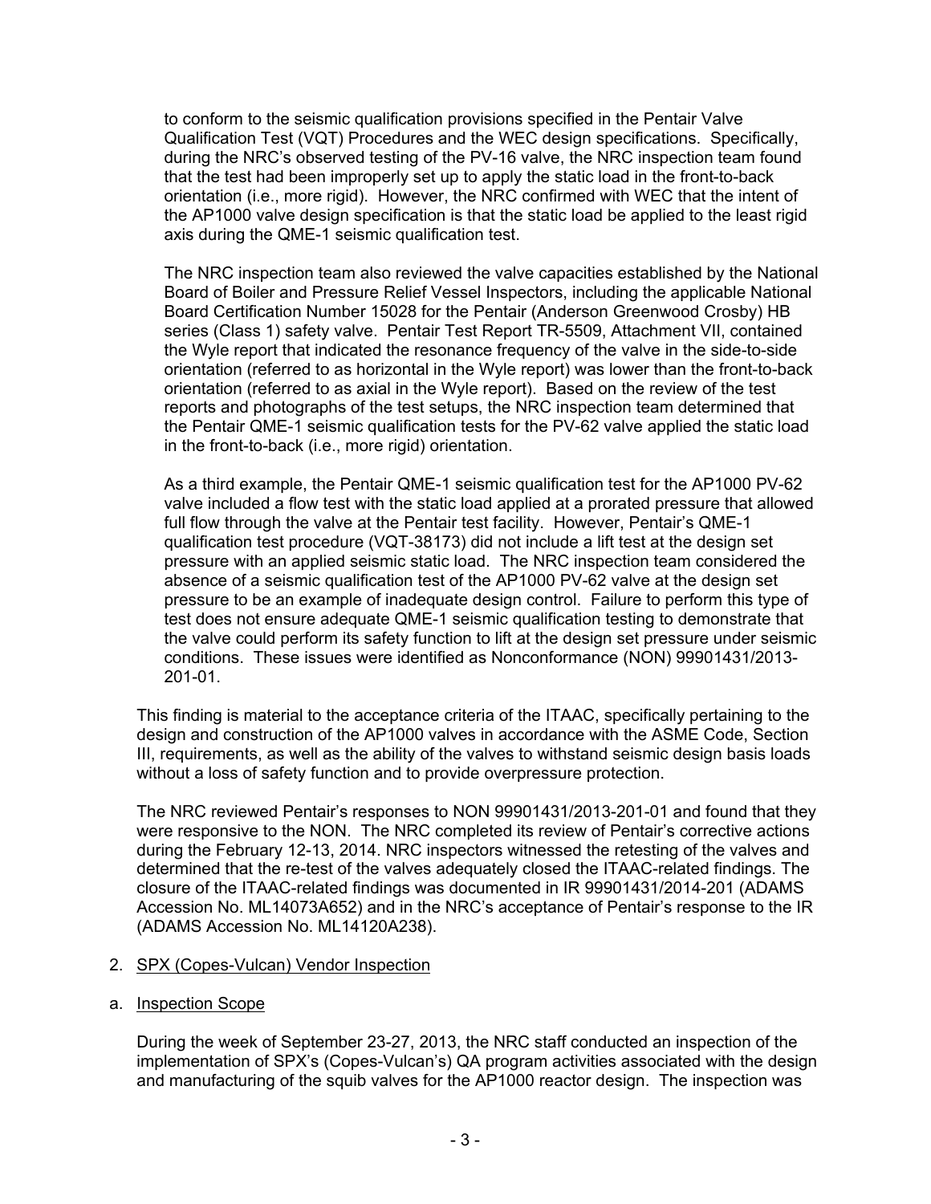to conform to the seismic qualification provisions specified in the Pentair Valve Qualification Test (VQT) Procedures and the WEC design specifications. Specifically, during the NRC's observed testing of the PV-16 valve, the NRC inspection team found that the test had been improperly set up to apply the static load in the front-to-back orientation (i.e., more rigid). However, the NRC confirmed with WEC that the intent of the AP1000 valve design specification is that the static load be applied to the least rigid axis during the QME-1 seismic qualification test.

The NRC inspection team also reviewed the valve capacities established by the National Board of Boiler and Pressure Relief Vessel Inspectors, including the applicable National Board Certification Number 15028 for the Pentair (Anderson Greenwood Crosby) HB series (Class 1) safety valve. Pentair Test Report TR-5509, Attachment VII, contained the Wyle report that indicated the resonance frequency of the valve in the side-to-side orientation (referred to as horizontal in the Wyle report) was lower than the front-to-back orientation (referred to as axial in the Wyle report). Based on the review of the test reports and photographs of the test setups, the NRC inspection team determined that the Pentair QME-1 seismic qualification tests for the PV-62 valve applied the static load in the front-to-back (i.e., more rigid) orientation.

As a third example, the Pentair QME-1 seismic qualification test for the AP1000 PV-62 valve included a flow test with the static load applied at a prorated pressure that allowed full flow through the valve at the Pentair test facility. However, Pentair's QME-1 qualification test procedure (VQT-38173) did not include a lift test at the design set pressure with an applied seismic static load. The NRC inspection team considered the absence of a seismic qualification test of the AP1000 PV-62 valve at the design set pressure to be an example of inadequate design control. Failure to perform this type of test does not ensure adequate QME-1 seismic qualification testing to demonstrate that the valve could perform its safety function to lift at the design set pressure under seismic conditions. These issues were identified as Nonconformance (NON) 99901431/2013-201-01.

This finding is material to the acceptance criteria of the ITAAC, specifically pertaining to the design and construction of the AP1000 valves in accordance with the ASME Code, Section III, requirements, as well as the ability of the valves to withstand seismic design basis loads without a loss of safety function and to provide overpressure protection.

The NRC reviewed Pentair's responses to NON 99901431/2013-201-01 and found that they were responsive to the NON. The NRC completed its review of Pentair's corrective actions during the February 12-13, 2014. NRC inspectors witnessed the retesting of the valves and determined that the re-test of the valves adequately closed the ITAAC-related findings. The closure of the ITAAC-related findings was documented in IR 99901431/2014-201 (ADAMS Accession No. ML14073A652) and in the NRC's acceptance of Pentair's response to the IR (ADAMS Accession No. ML14120A238).

2. SPX (Copes-Vulcan) Vendor Inspection

a. Inspection Scope

During the week of September 23-27, 2013, the NRC staff conducted an inspection of the implementation of SPX's (Copes-Vulcan's) QA program activities associated with the design and manufacturing of the squib valves for the AP1000 reactor design. The inspection was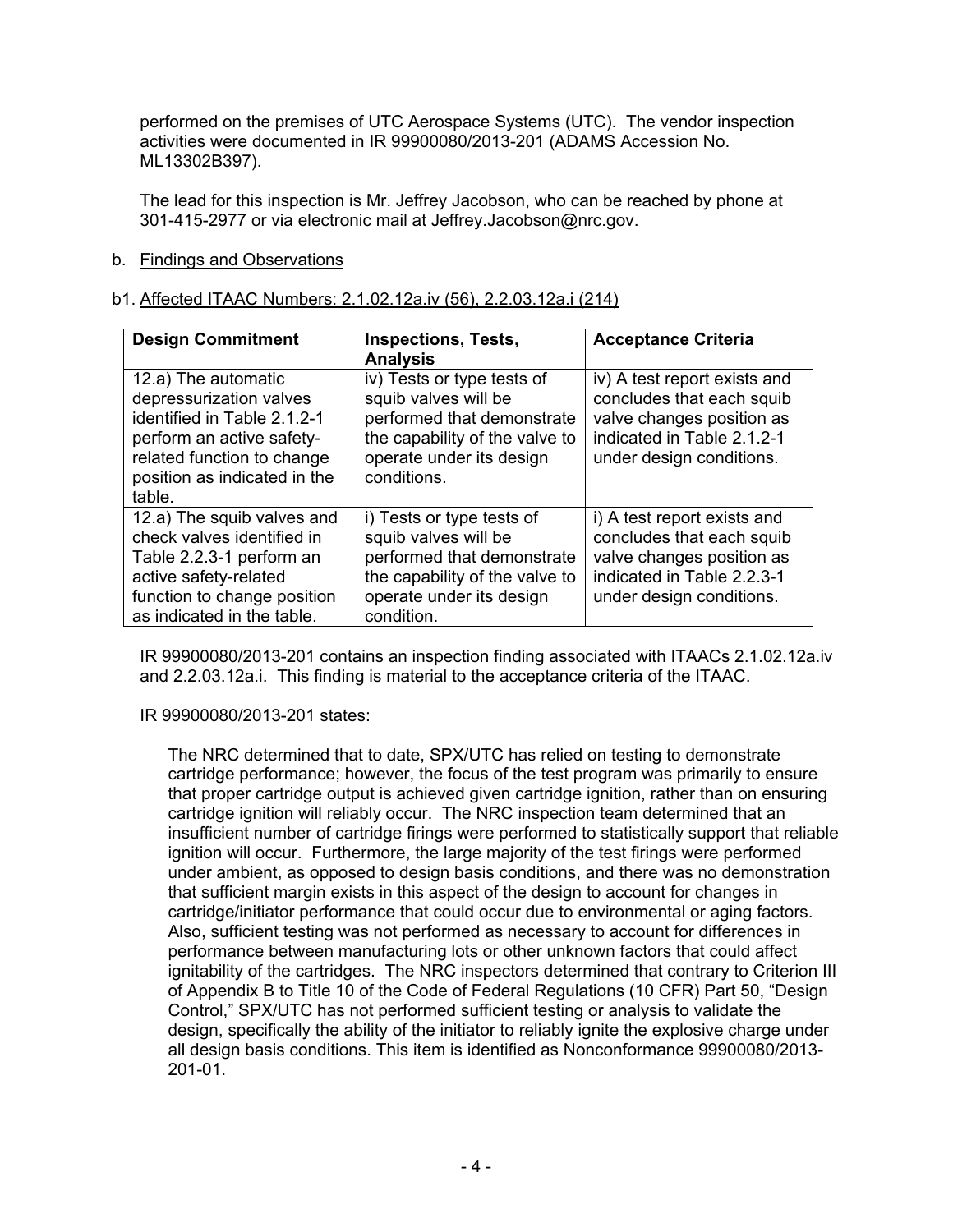performed on the premises of UTC Aerospace Systems (UTC). The vendor inspection activities were documented in IR 99900080/2013-201 (ADAMS Accession No. ML13302B397).

The lead for this inspection is Mr. Jeffrey Jacobson, who can be reached by phone at 301-415-2977 or via electronic mail at Jeffrey.Jacobson@nrc.gov.

b. Findings and Observations

b1. Affected ITAAC Numbers: 2.1.02.12a.iv (56), 2.2.03.12a.i (214)

| Design Commitment | Inspections, Tests, Analysis | Acceptance Criteria |
|---|---|---|
| 12.a) The automatic depressurization valves identified in Table 2.1.2-1 perform an active safety-related function to change position as indicated in the table. | iv) Tests or type tests of squib valves will be performed that demonstrate the capability of the valve to operate under its design conditions. | iv) A test report exists and concludes that each squib valve changes position as indicated in Table 2.1.2-1 under design conditions. |
| 12.a) The squib valves and check valves identified in Table 2.2.3-1 perform an active safety-related function to change position as indicated in the table. | i) Tests or type tests of squib valves will be performed that demonstrate the capability of the valve to operate under its design condition. | i) A test report exists and concludes that each squib valve changes position as indicated in Table 2.2.3-1 under design conditions. |

IR 99900080/2013-201 contains an inspection finding associated with ITAACs 2.1.02.12a.iv and 2.2.03.12a.i. This finding is material to the acceptance criteria of the ITAAC.

IR 99900080/2013-201 states:

> The NRC determined that to date, SPX/UTC has relied on testing to demonstrate cartridge performance; however, the focus of the test program was primarily to ensure that proper cartridge output is achieved given cartridge ignition, rather than on ensuring cartridge ignition will reliably occur. The NRC inspection team determined that an insufficient number of cartridge firings were performed to statistically support that reliable ignition will occur. Furthermore, the large majority of the test firings were performed under ambient, as opposed to design basis conditions, and there was no demonstration that sufficient margin exists in this aspect of the design to account for changes in cartridge/initiator performance that could occur due to environmental or aging factors. Also, sufficient testing was not performed as necessary to account for differences in performance between manufacturing lots or other unknown factors that could affect ignitability of the cartridges. The NRC inspectors determined that contrary to Criterion III of Appendix B to Title 10 of the Code of Federal Regulations (10 CFR) Part 50, "Design Control," SPX/UTC has not performed sufficient testing or analysis to validate the design, specifically the ability of the initiator to reliably ignite the explosive charge under all design basis conditions. This item is identified as Nonconformance 99900080/2013-201-01.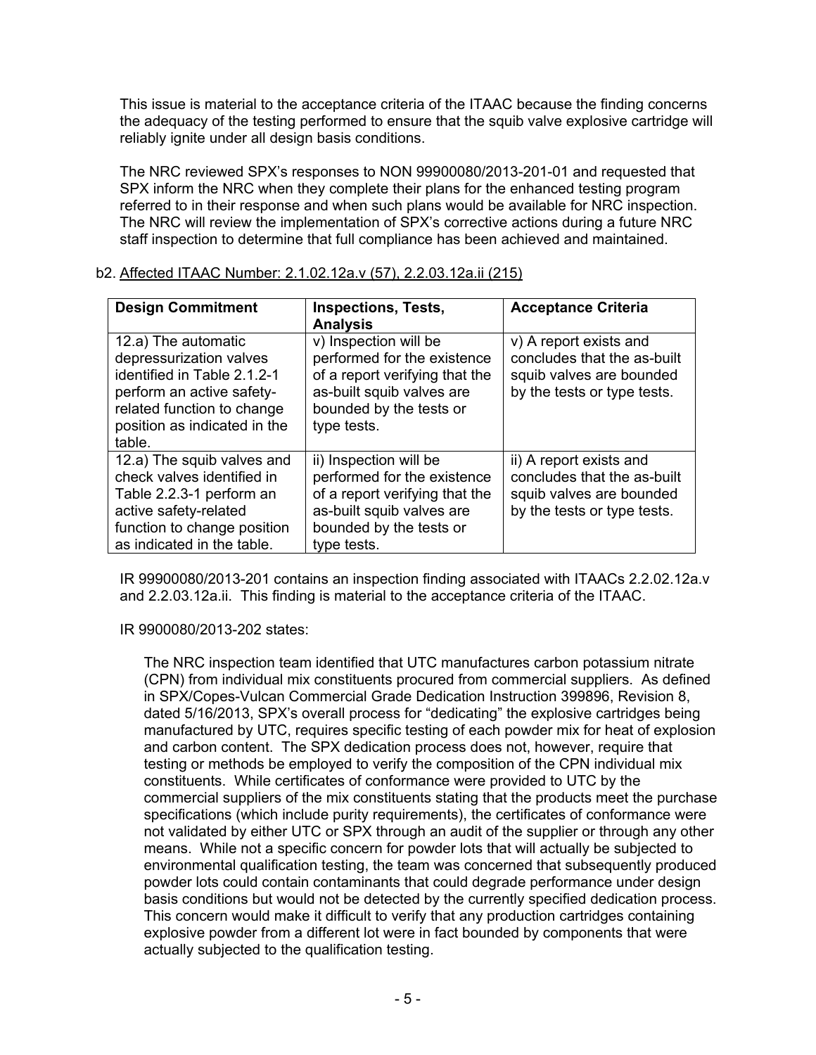This issue is material to the acceptance criteria of the ITAAC because the finding concerns the adequacy of the testing performed to ensure that the squib valve explosive cartridge will reliably ignite under all design basis conditions.

The NRC reviewed SPX's responses to NON 99900080/2013-201-01 and requested that SPX inform the NRC when they complete their plans for the enhanced testing program referred to in their response and when such plans would be available for NRC inspection. The NRC will review the implementation of SPX's corrective actions during a future NRC staff inspection to determine that full compliance has been achieved and maintained.

b2. <u>Affected ITAAC Number: 2.1.02.12a.v (57), 2.2.03.12a.ii (215)</u>

| Design Commitment | Inspections, Tests, Analysis | Acceptance Criteria |
|---|---|---|
| 12.a) The automatic depressurization valves identified in Table 2.1.2-1 perform an active safety-related function to change position as indicated in the table. | v) Inspection will be performed for the existence of a report verifying that the as-built squib valves are bounded by the tests or type tests. | v) A report exists and concludes that the as-built squib valves are bounded by the tests or type tests. |
| 12.a) The squib valves and check valves identified in Table 2.2.3-1 perform an active safety-related function to change position as indicated in the table. | ii) Inspection will be performed for the existence of a report verifying that the as-built squib valves are bounded by the tests or type tests. | ii) A report exists and concludes that the as-built squib valves are bounded by the tests or type tests. |

IR 99900080/2013-201 contains an inspection finding associated with ITAACs 2.2.02.12a.v and 2.2.03.12a.ii. This finding is material to the acceptance criteria of the ITAAC.

IR 9900080/2013-202 states:

> The NRC inspection team identified that UTC manufactures carbon potassium nitrate (CPN) from individual mix constituents procured from commercial suppliers. As defined in SPX/Copes-Vulcan Commercial Grade Dedication Instruction 399896, Revision 8, dated 5/16/2013, SPX's overall process for "dedicating" the explosive cartridges being manufactured by UTC, requires specific testing of each powder mix for heat of explosion and carbon content. The SPX dedication process does not, however, require that testing or methods be employed to verify the composition of the CPN individual mix constituents. While certificates of conformance were provided to UTC by the commercial suppliers of the mix constituents stating that the products meet the purchase specifications (which include purity requirements), the certificates of conformance were not validated by either UTC or SPX through an audit of the supplier or through any other means. While not a specific concern for powder lots that will actually be subjected to environmental qualification testing, the team was concerned that subsequently produced powder lots could contain contaminants that could degrade performance under design basis conditions but would not be detected by the currently specified dedication process. This concern would make it difficult to verify that any production cartridges containing explosive powder from a different lot were in fact bounded by components that were actually subjected to the qualification testing.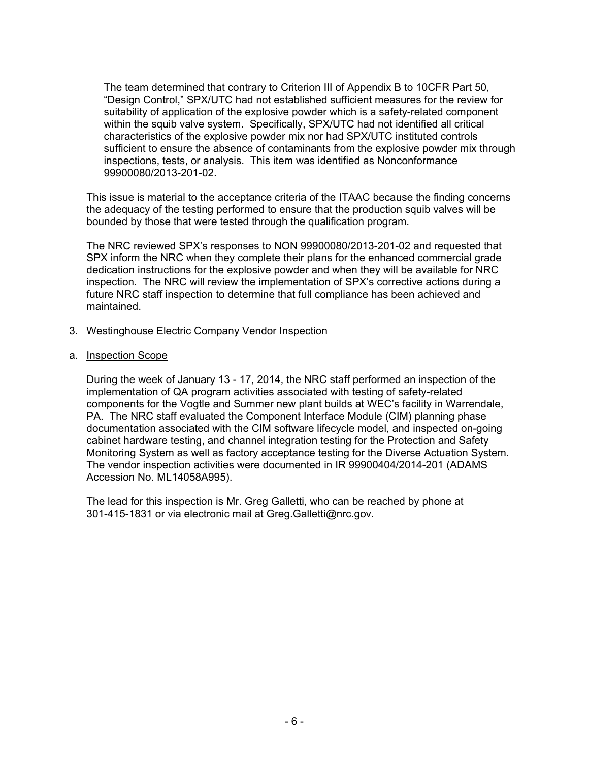> The team determined that contrary to Criterion III of Appendix B to 10CFR Part 50, "Design Control," SPX/UTC had not established sufficient measures for the review for suitability of application of the explosive powder which is a safety-related component within the squib valve system. Specifically, SPX/UTC had not identified all critical characteristics of the explosive powder mix nor had SPX/UTC instituted controls sufficient to ensure the absence of contaminants from the explosive powder mix through inspections, tests, or analysis. This item was identified as Nonconformance 99900080/2013-201-02.

This issue is material to the acceptance criteria of the ITAAC because the finding concerns the adequacy of the testing performed to ensure that the production squib valves will be bounded by those that were tested through the qualification program.

The NRC reviewed SPX's responses to NON 99900080/2013-201-02 and requested that SPX inform the NRC when they complete their plans for the enhanced commercial grade dedication instructions for the explosive powder and when they will be available for NRC inspection. The NRC will review the implementation of SPX's corrective actions during a future NRC staff inspection to determine that full compliance has been achieved and maintained.

3. Westinghouse Electric Company Vendor Inspection

a. Inspection Scope

During the week of January 13 - 17, 2014, the NRC staff performed an inspection of the implementation of QA program activities associated with testing of safety-related components for the Vogtle and Summer new plant builds at WEC's facility in Warrendale, PA. The NRC staff evaluated the Component Interface Module (CIM) planning phase documentation associated with the CIM software lifecycle model, and inspected on-going cabinet hardware testing, and channel integration testing for the Protection and Safety Monitoring System as well as factory acceptance testing for the Diverse Actuation System. The vendor inspection activities were documented in IR 99900404/2014-201 (ADAMS Accession No. ML14058A995).

The lead for this inspection is Mr. Greg Galletti, who can be reached by phone at 301-415-1831 or via electronic mail at Greg.Galletti@nrc.gov.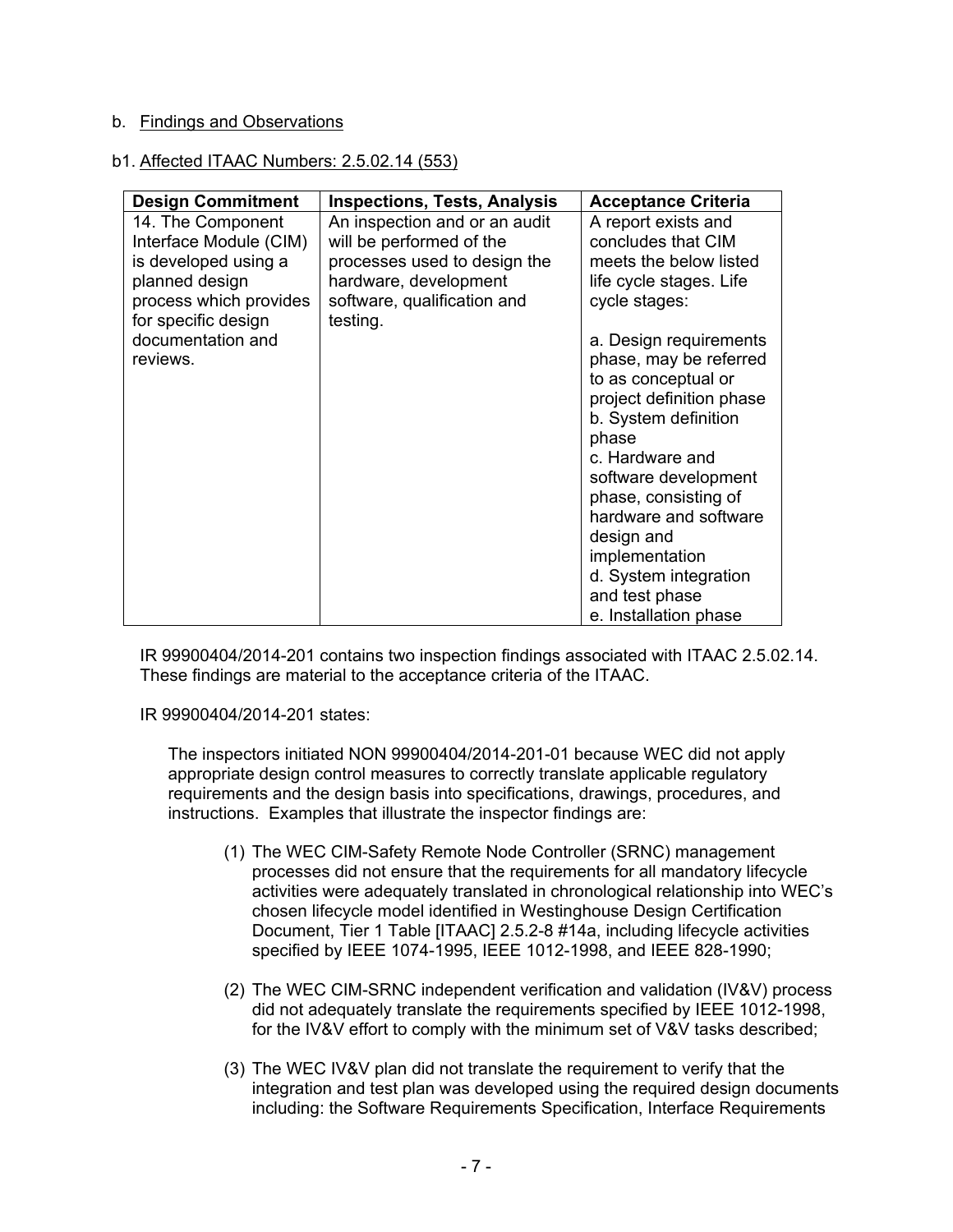b. Findings and Observations

b1. Affected ITAAC Numbers: 2.5.02.14 (553)

| Design Commitment | Inspections, Tests, Analysis | Acceptance Criteria |
|---|---|---|
| 14. The Component Interface Module (CIM) is developed using a planned design process which provides for specific design documentation and reviews. | An inspection and or an audit will be performed of the processes used to design the hardware, development software, qualification and testing. | A report exists and concludes that CIM meets the below listed life cycle stages. Life cycle stages:<br><br>a. Design requirements phase, may be referred to as conceptual or project definition phase<br>b. System definition phase<br>c. Hardware and software development phase, consisting of hardware and software design and implementation<br>d. System integration and test phase<br>e. Installation phase |

IR 99900404/2014-201 contains two inspection findings associated with ITAAC 2.5.02.14. These findings are material to the acceptance criteria of the ITAAC.

IR 99900404/2014-201 states:

> The inspectors initiated NON 99900404/2014-201-01 because WEC did not apply appropriate design control measures to correctly translate applicable regulatory requirements and the design basis into specifications, drawings, procedures, and instructions. Examples that illustrate the inspector findings are:
>
> (1) The WEC CIM-Safety Remote Node Controller (SRNC) management processes did not ensure that the requirements for all mandatory lifecycle activities were adequately translated in chronological relationship into WEC's chosen lifecycle model identified in Westinghouse Design Certification Document, Tier 1 Table [ITAAC] 2.5.2-8 #14a, including lifecycle activities specified by IEEE 1074-1995, IEEE 1012-1998, and IEEE 828-1990;
>
> (2) The WEC CIM-SRNC independent verification and validation (IV&V) process did not adequately translate the requirements specified by IEEE 1012-1998, for the IV&V effort to comply with the minimum set of V&V tasks described;
>
> (3) The WEC IV&V plan did not translate the requirement to verify that the integration and test plan was developed using the required design documents including: the Software Requirements Specification, Interface Requirements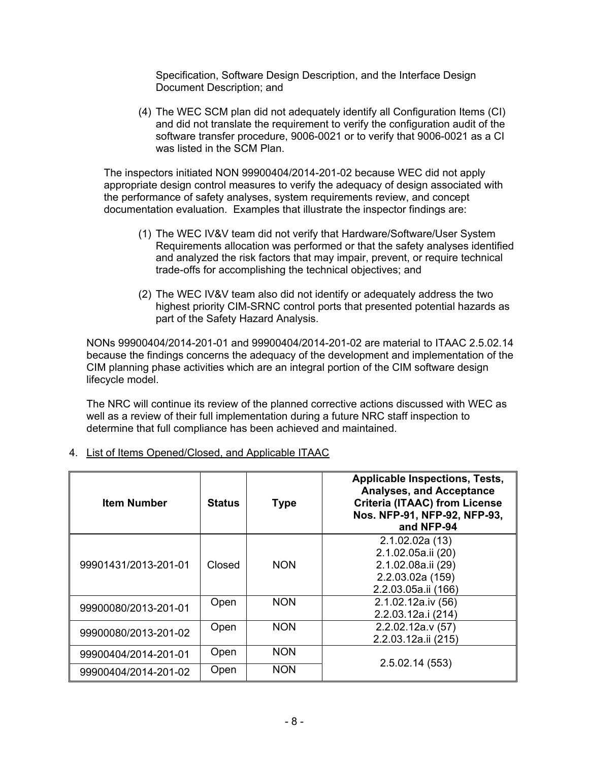Specification, Software Design Description, and the Interface Design Document Description; and

(4) The WEC SCM plan did not adequately identify all Configuration Items (CI) and did not translate the requirement to verify the configuration audit of the software transfer procedure, 9006-0021 or to verify that 9006-0021 as a CI was listed in the SCM Plan.

The inspectors initiated NON 99900404/2014-201-02 because WEC did not apply appropriate design control measures to verify the adequacy of design associated with the performance of safety analyses, system requirements review, and concept documentation evaluation. Examples that illustrate the inspector findings are:

(1) The WEC IV&V team did not verify that Hardware/Software/User System Requirements allocation was performed or that the safety analyses identified and analyzed the risk factors that may impair, prevent, or require technical trade-offs for accomplishing the technical objectives; and

(2) The WEC IV&V team also did not identify or adequately address the two highest priority CIM-SRNC control ports that presented potential hazards as part of the Safety Hazard Analysis.

NONs 99900404/2014-201-01 and 99900404/2014-201-02 are material to ITAAC 2.5.02.14 because the findings concerns the adequacy of the development and implementation of the CIM planning phase activities which are an integral portion of the CIM software design lifecycle model.

The NRC will continue its review of the planned corrective actions discussed with WEC as well as a review of their full implementation during a future NRC staff inspection to determine that full compliance has been achieved and maintained.

4. List of Items Opened/Closed, and Applicable ITAAC

| Item Number | Status | Type | Applicable Inspections, Tests, Analyses, and Acceptance Criteria (ITAAC) from License Nos. NFP-91, NFP-92, NFP-93, and NFP-94 |
|---|---|---|---|
| 99901431/2013-201-01 | Closed | NON | 2.1.02.02a (13)<br>2.1.02.05a.ii (20)<br>2.1.02.08a.ii (29)<br>2.2.03.02a (159)<br>2.2.03.05a.ii (166) |
| 99900080/2013-201-01 | Open | NON | 2.1.02.12a.iv (56)<br>2.2.03.12a.i (214) |
| 99900080/2013-201-02 | Open | NON | 2.2.02.12a.v (57)<br>2.2.03.12a.ii (215) |
| 99900404/2014-201-01 | Open | NON | 2.5.02.14 (553) |
| 99900404/2014-201-02 | Open | NON | |